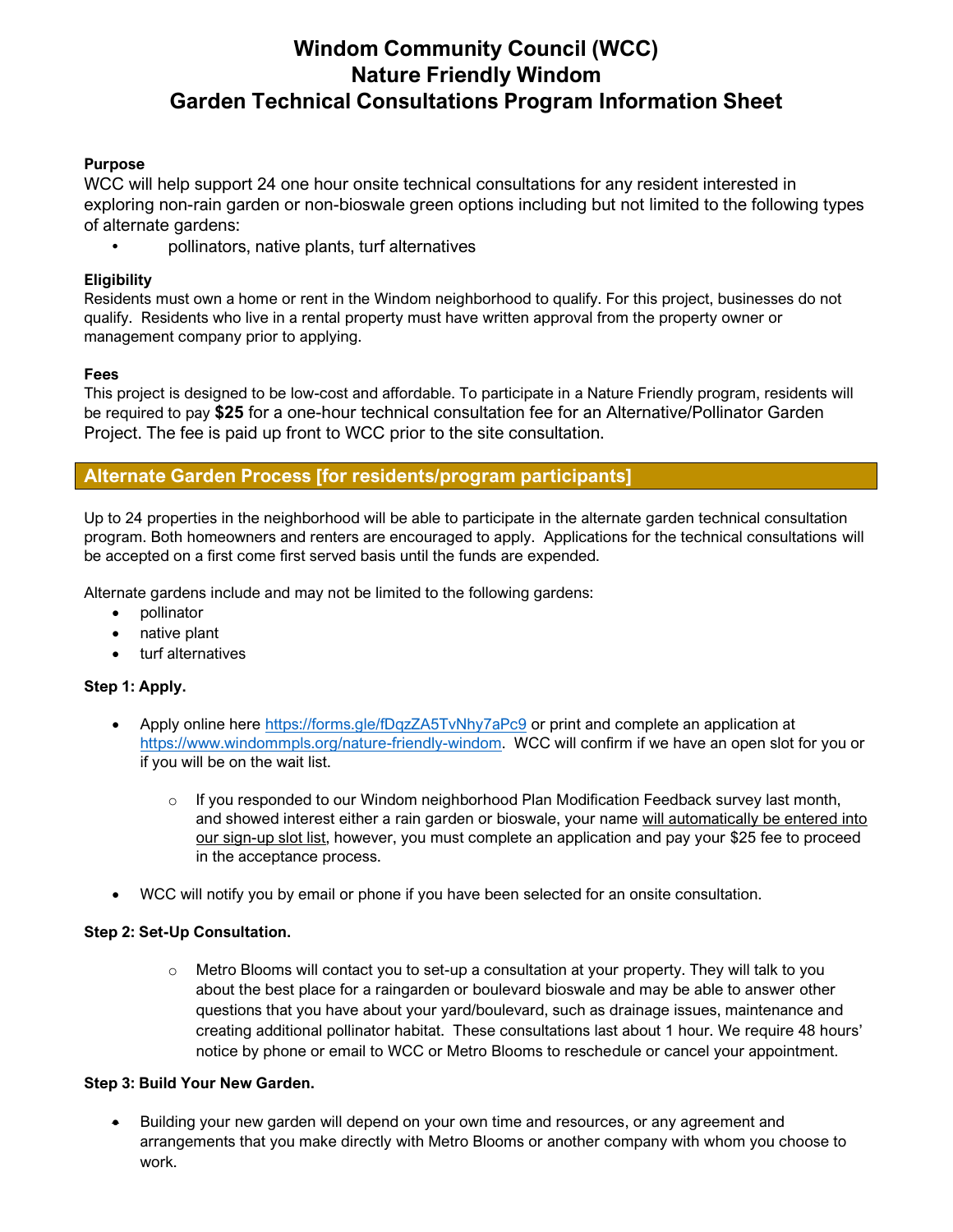# Windom Community Council (WCC)
# Nature Friendly Windom
# Garden Technical Consultations Program Information Sheet

**Purpose**

WCC will help support 24 one hour onsite technical consultations for any resident interested in exploring non-rain garden or non-bioswale green options including but not limited to the following types of alternate gardens:

- pollinators, native plants, turf alternatives

**Eligibility**

Residents must own a home or rent in the Windom neighborhood to qualify. For this project, businesses do not qualify. Residents who live in a rental property must have written approval from the property owner or management company prior to applying.

**Fees**

This project is designed to be low-cost and affordable. To participate in a Nature Friendly program, residents will be required to pay **$25** for a one-hour technical consultation fee for an Alternative/Pollinator Garden Project. The fee is paid up front to WCC prior to the site consultation.

## Alternate Garden Process [for residents/program participants]

Up to 24 properties in the neighborhood will be able to participate in the alternate garden technical consultation program. Both homeowners and renters are encouraged to apply. Applications for the technical consultations will be accepted on a first come first served basis until the funds are expended.

Alternate gardens include and may not be limited to the following gardens:

- pollinator
- native plant
- turf alternatives

**Step 1: Apply.**

- Apply online here https://forms.gle/fDqzZA5TvNhy7aPc9 or print and complete an application at https://www.windommpls.org/nature-friendly-windom. WCC will confirm if we have an open slot for you or if you will be on the wait list.
  - If you responded to our Windom neighborhood Plan Modification Feedback survey last month, and showed interest either a rain garden or bioswale, your name will automatically be entered into our sign-up slot list, however, you must complete an application and pay your $25 fee to proceed in the acceptance process.
- WCC will notify you by email or phone if you have been selected for an onsite consultation.

**Step 2: Set-Up Consultation.**

- Metro Blooms will contact you to set-up a consultation at your property. They will talk to you about the best place for a raingarden or boulevard bioswale and may be able to answer other questions that you have about your yard/boulevard, such as drainage issues, maintenance and creating additional pollinator habitat. These consultations last about 1 hour. We require 48 hours' notice by phone or email to WCC or Metro Blooms to reschedule or cancel your appointment.

**Step 3: Build Your New Garden.**

- Building your new garden will depend on your own time and resources, or any agreement and arrangements that you make directly with Metro Blooms or another company with whom you choose to work.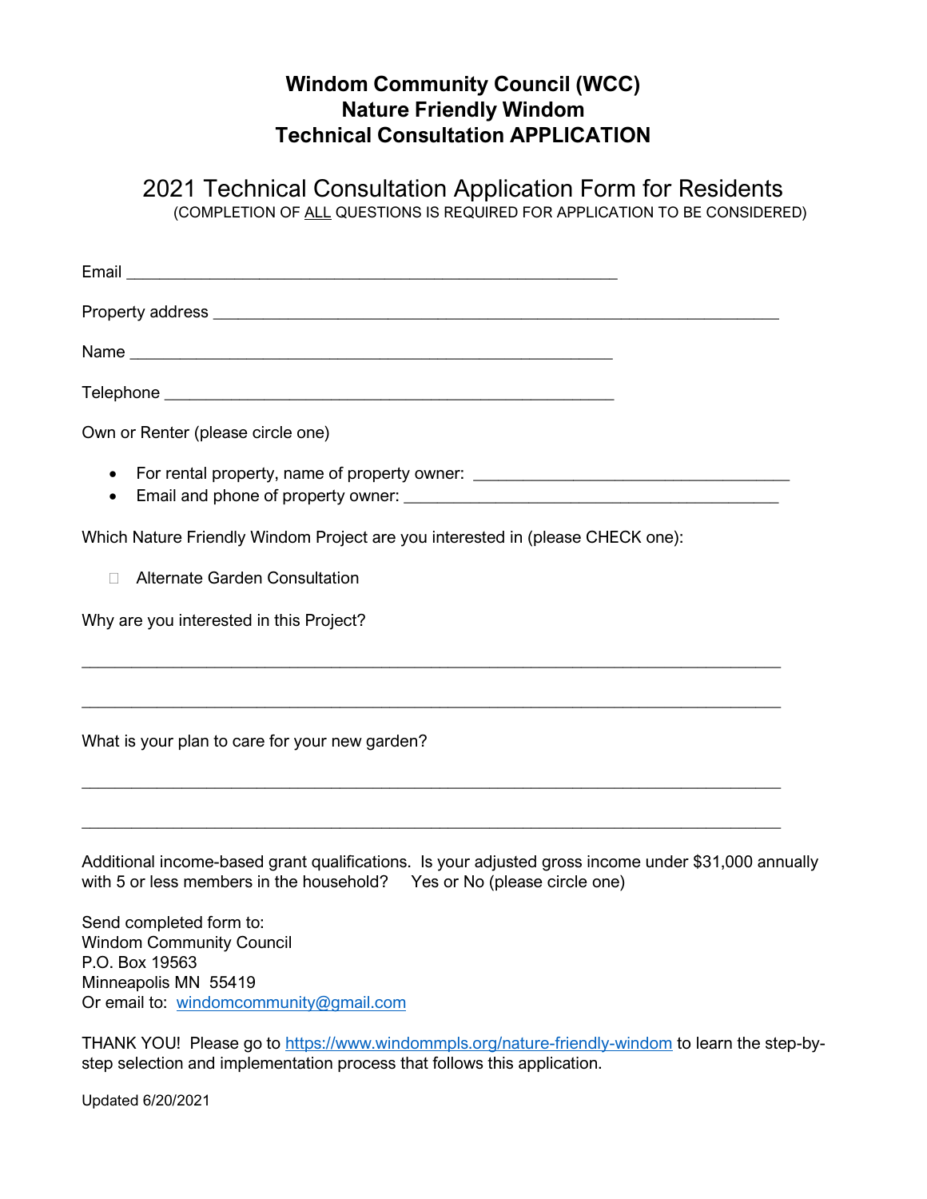# Windom Community Council (WCC)
# Nature Friendly Windom
# Technical Consultation APPLICATION

## 2021 Technical Consultation Application Form for Residents

(COMPLETION OF ALL QUESTIONS IS REQUIRED FOR APPLICATION TO BE CONSIDERED)

Email ____________________________________________________________

Property address ______________________________________________________________________

Name ____________________________________________________________

Telephone ________________________________________________________

Own or Renter (please circle one)

- For rental property, name of property owner: ______________________________________
- Email and phone of property owner: ______________________________________________

Which Nature Friendly Windom Project are you interested in (please CHECK one):

☐ Alternate Garden Consultation

Why are you interested in this Project?

______________________________________________________________________________________

______________________________________________________________________________________

What is your plan to care for your new garden?

______________________________________________________________________________________

______________________________________________________________________________________

Additional income-based grant qualifications. Is your adjusted gross income under $31,000 annually with 5 or less members in the household? Yes or No (please circle one)

Send completed form to:
Windom Community Council
P.O. Box 19563
Minneapolis MN 55419
Or email to: windomcommunity@gmail.com

THANK YOU! Please go to https://www.windommpls.org/nature-friendly-windom to learn the step-by-step selection and implementation process that follows this application.

Updated 6/20/2021